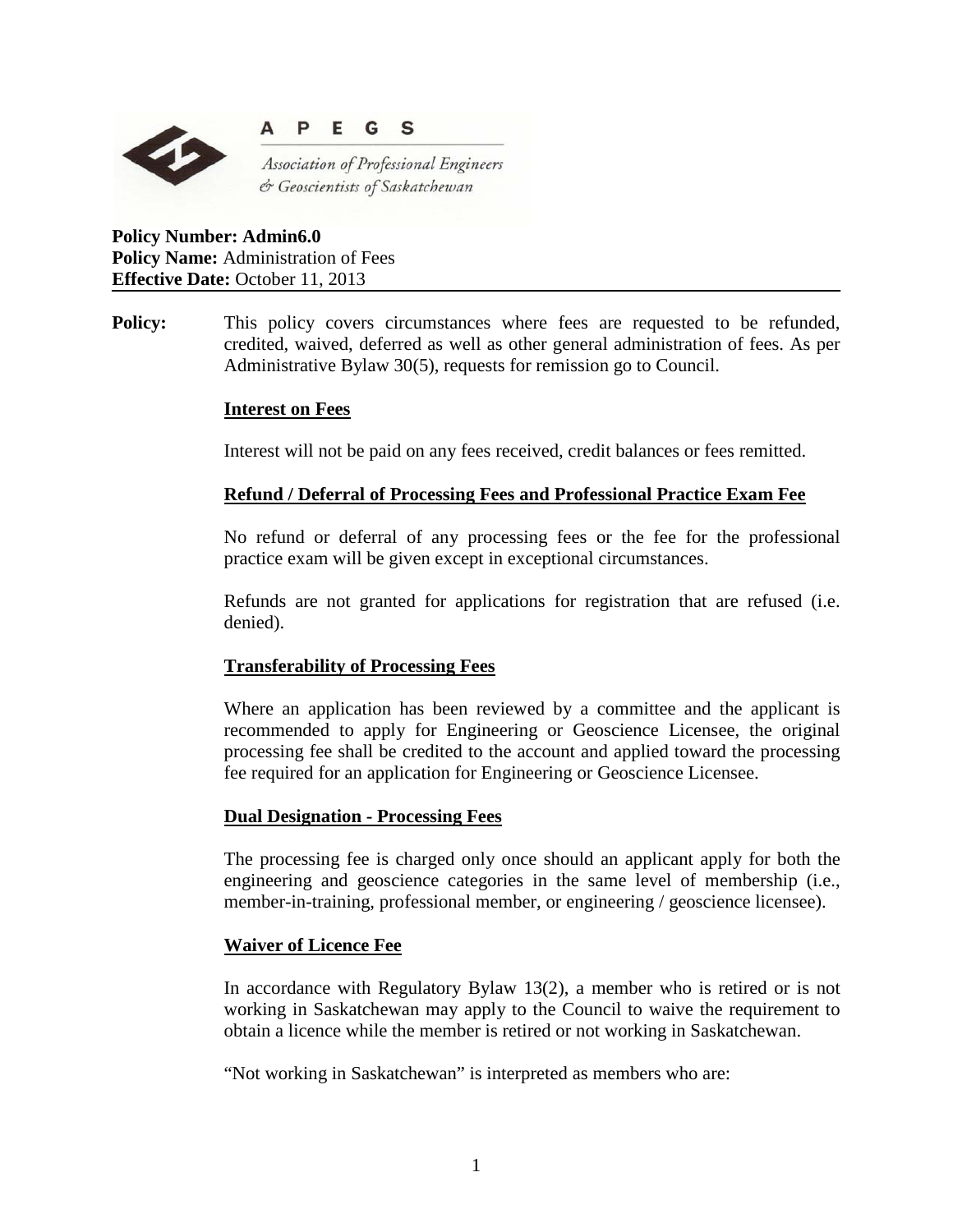A P E G S

*Association of Professional Engineers & Geoscientists of Saskatchewan*

**Policy Number: Admin6.0**
**Policy Name:** Administration of Fees
**Effective Date:** October 11, 2013

---

**Policy:** This policy covers circumstances where fees are requested to be refunded, credited, waived, deferred as well as other general administration of fees. As per Administrative Bylaw 30(5), requests for remission go to Council.

**Interest on Fees**

Interest will not be paid on any fees received, credit balances or fees remitted.

**Refund / Deferral of Processing Fees and Professional Practice Exam Fee**

No refund or deferral of any processing fees or the fee for the professional practice exam will be given except in exceptional circumstances.

Refunds are not granted for applications for registration that are refused (i.e. denied).

**Transferability of Processing Fees**

Where an application has been reviewed by a committee and the applicant is recommended to apply for Engineering or Geoscience Licensee, the original processing fee shall be credited to the account and applied toward the processing fee required for an application for Engineering or Geoscience Licensee.

**Dual Designation - Processing Fees**

The processing fee is charged only once should an applicant apply for both the engineering and geoscience categories in the same level of membership (i.e., member-in-training, professional member, or engineering / geoscience licensee).

**Waiver of Licence Fee**

In accordance with Regulatory Bylaw 13(2), a member who is retired or is not working in Saskatchewan may apply to the Council to waive the requirement to obtain a licence while the member is retired or not working in Saskatchewan.

"Not working in Saskatchewan" is interpreted as members who are: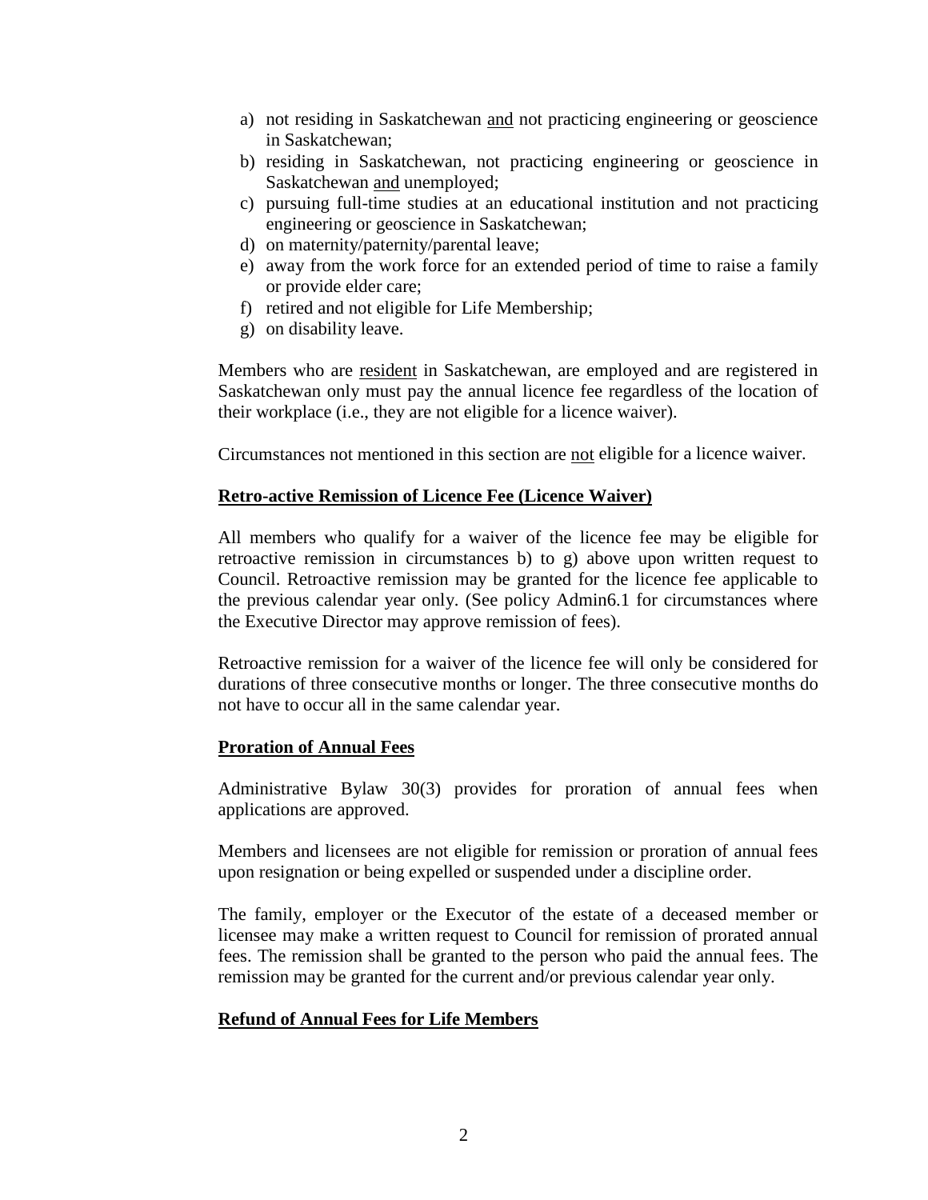a) not residing in Saskatchewan <u>and</u> not practicing engineering or geoscience in Saskatchewan;
b) residing in Saskatchewan, not practicing engineering or geoscience in Saskatchewan <u>and</u> unemployed;
c) pursuing full-time studies at an educational institution and not practicing engineering or geoscience in Saskatchewan;
d) on maternity/paternity/parental leave;
e) away from the work force for an extended period of time to raise a family or provide elder care;
f) retired and not eligible for Life Membership;
g) on disability leave.

Members who are <u>resident</u> in Saskatchewan, are employed and are registered in Saskatchewan only must pay the annual licence fee regardless of the location of their workplace (i.e., they are not eligible for a licence waiver).

Circumstances not mentioned in this section are <u>not</u> eligible for a licence waiver.

**<u>Retro-active Remission of Licence Fee (Licence Waiver)</u>**

All members who qualify for a waiver of the licence fee may be eligible for retroactive remission in circumstances b) to g) above upon written request to Council. Retroactive remission may be granted for the licence fee applicable to the previous calendar year only. (See policy Admin6.1 for circumstances where the Executive Director may approve remission of fees).

Retroactive remission for a waiver of the licence fee will only be considered for durations of three consecutive months or longer. The three consecutive months do not have to occur all in the same calendar year.

**<u>Proration of Annual Fees</u>**

Administrative Bylaw 30(3) provides for proration of annual fees when applications are approved.

Members and licensees are not eligible for remission or proration of annual fees upon resignation or being expelled or suspended under a discipline order.

The family, employer or the Executor of the estate of a deceased member or licensee may make a written request to Council for remission of prorated annual fees. The remission shall be granted to the person who paid the annual fees. The remission may be granted for the current and/or previous calendar year only.

**<u>Refund of Annual Fees for Life Members</u>**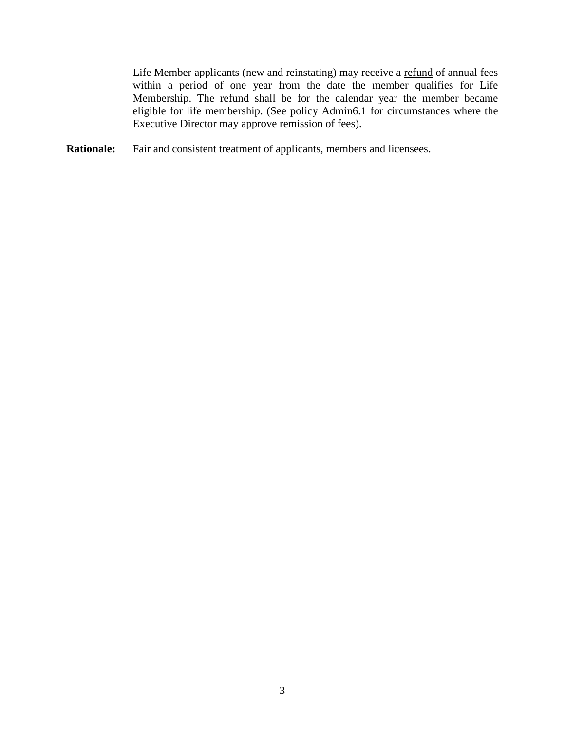Life Member applicants (new and reinstating) may receive a refund of annual fees within a period of one year from the date the member qualifies for Life Membership. The refund shall be for the calendar year the member became eligible for life membership. (See policy Admin6.1 for circumstances where the Executive Director may approve remission of fees).

**Rationale:** Fair and consistent treatment of applicants, members and licensees.